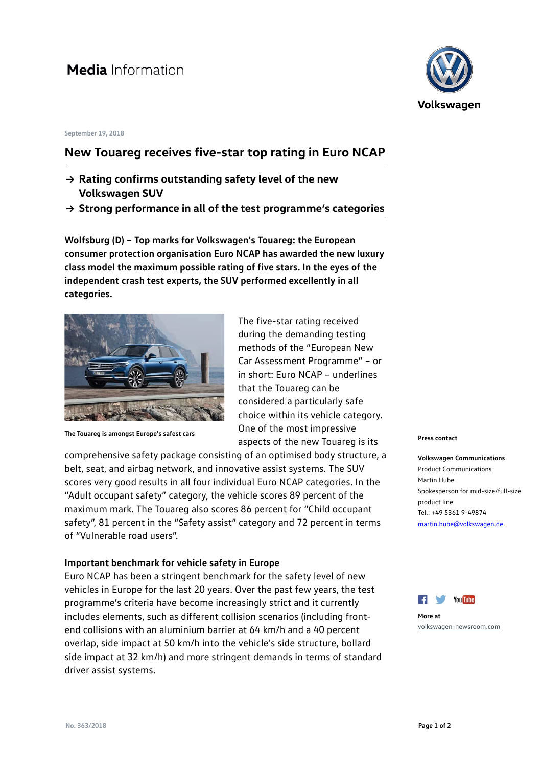# Media Information

Volkswagen

September 19, 2018

## New Touareg receives five-star top rating in Euro NCAP

→ **Rating confirms outstanding safety level of the new Volkswagen SUV**

→ **Strong performance in all of the test programme's categories**

**Wolfsburg (D) – Top marks for Volkswagen's Touareg: the European consumer protection organisation Euro NCAP has awarded the new luxury class model the maximum possible rating of five stars. In the eyes of the independent crash test experts, the SUV performed excellently in all categories.**

The Touareg is amongst Europe's safest cars

The five-star rating received during the demanding testing methods of the "European New Car Assessment Programme" – or in short: Euro NCAP – underlines that the Touareg can be considered a particularly safe choice within its vehicle category. One of the most impressive aspects of the new Touareg is its comprehensive safety package consisting of an optimised body structure, a belt, seat, and airbag network, and innovative assist systems. The SUV scores very good results in all four individual Euro NCAP categories. In the "Adult occupant safety" category, the vehicle scores 89 percent of the maximum mark. The Touareg also scores 86 percent for "Child occupant safety", 81 percent in the "Safety assist" category and 72 percent in terms of "Vulnerable road users".

### Important benchmark for vehicle safety in Europe

Euro NCAP has been a stringent benchmark for the safety level of new vehicles in Europe for the last 20 years. Over the past few years, the test programme's criteria have become increasingly strict and it currently includes elements, such as different collision scenarios (including front-end collisions with an aluminium barrier at 64 km/h and a 40 percent overlap, side impact at 50 km/h into the vehicle's side structure, bollard side impact at 32 km/h) and more stringent demands in terms of standard driver assist systems.

**Press contact**

**Volkswagen Communications**
Product Communications
Martin Hube
Spokesperson for mid-size/full-size product line
Tel.: +49 5361 9-49874
martin.hube@volkswagen.de

**More at**
volkswagen-newsroom.com

No. 363/2018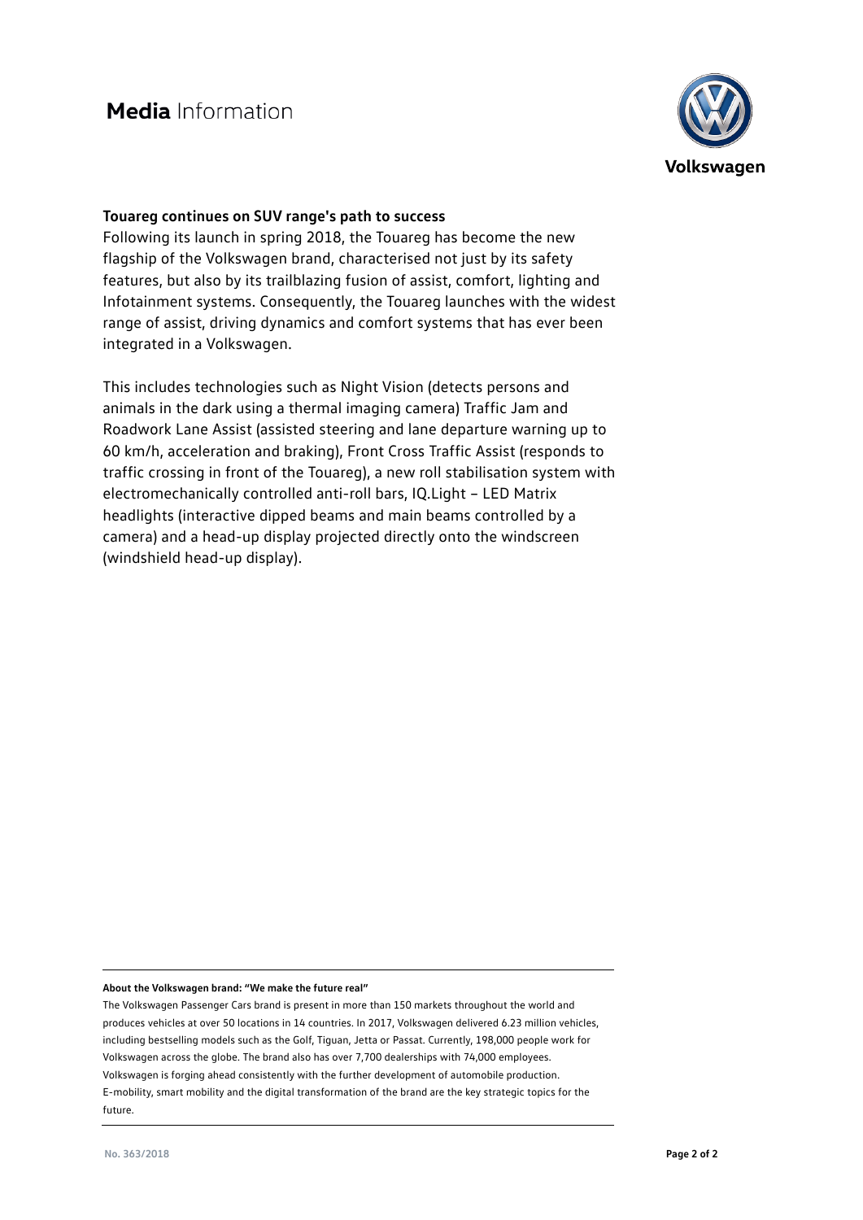### Touareg continues on SUV range's path to success

Following its launch in spring 2018, the Touareg has become the new flagship of the Volkswagen brand, characterised not just by its safety features, but also by its trailblazing fusion of assist, comfort, lighting and Infotainment systems. Consequently, the Touareg launches with the widest range of assist, driving dynamics and comfort systems that has ever been integrated in a Volkswagen.

This includes technologies such as Night Vision (detects persons and animals in the dark using a thermal imaging camera) Traffic Jam and Roadwork Lane Assist (assisted steering and lane departure warning up to 60 km/h, acceleration and braking), Front Cross Traffic Assist (responds to traffic crossing in front of the Touareg), a new roll stabilisation system with electromechanically controlled anti-roll bars, IQ.Light – LED Matrix headlights (interactive dipped beams and main beams controlled by a camera) and a head-up display projected directly onto the windscreen (windshield head-up display).

---

**About the Volkswagen brand: "We make the future real"**

The Volkswagen Passenger Cars brand is present in more than 150 markets throughout the world and produces vehicles at over 50 locations in 14 countries. In 2017, Volkswagen delivered 6.23 million vehicles, including bestselling models such as the Golf, Tiguan, Jetta or Passat. Currently, 198,000 people work for Volkswagen across the globe. The brand also has over 7,700 dealerships with 74,000 employees. Volkswagen is forging ahead consistently with the further development of automobile production. E-mobility, smart mobility and the digital transformation of the brand are the key strategic topics for the future.

---

No. 363/2018